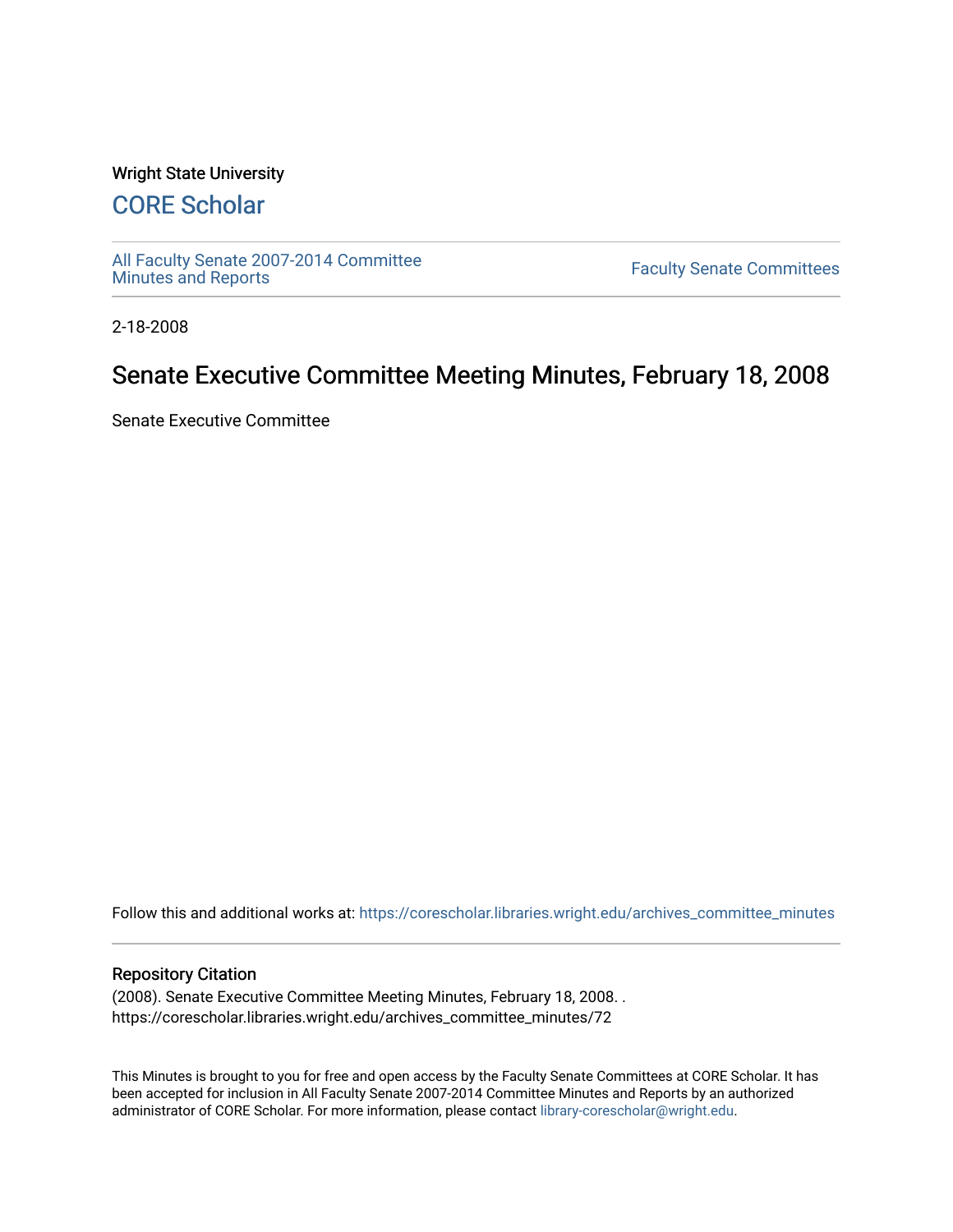Wright State University

# CORE Scholar

All Faculty Senate 2007-2014 Committee Minutes and Reports

Faculty Senate Committees

2-18-2008

# Senate Executive Committee Meeting Minutes, February 18, 2008

Senate Executive Committee

Follow this and additional works at: https://corescholar.libraries.wright.edu/archives_committee_minutes

## Repository Citation

(2008). Senate Executive Committee Meeting Minutes, February 18, 2008. .
https://corescholar.libraries.wright.edu/archives_committee_minutes/72

This Minutes is brought to you for free and open access by the Faculty Senate Committees at CORE Scholar. It has been accepted for inclusion in All Faculty Senate 2007-2014 Committee Minutes and Reports by an authorized administrator of CORE Scholar. For more information, please contact library-corescholar@wright.edu.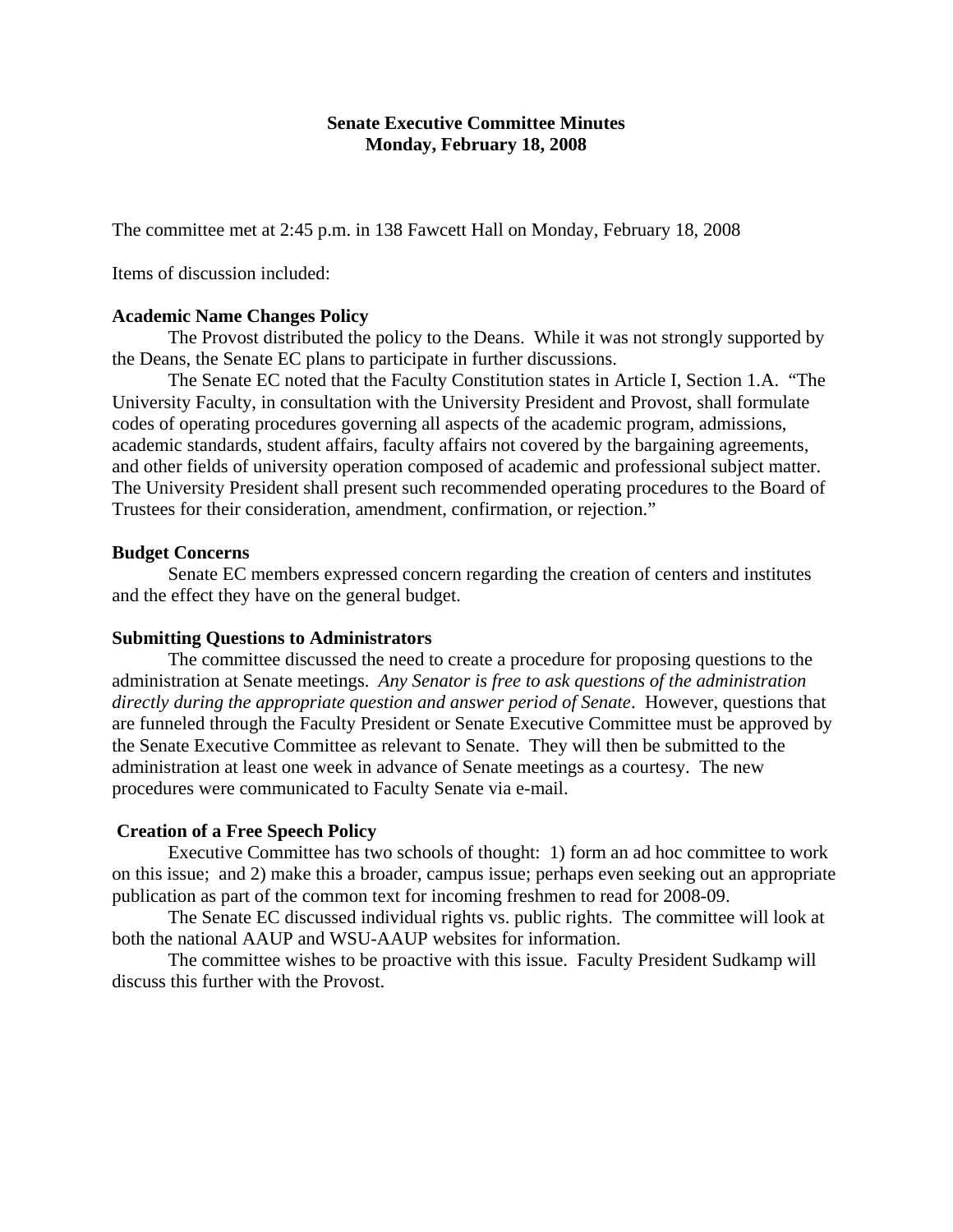**Senate Executive Committee Minutes**
**Monday, February 18, 2008**

The committee met at 2:45 p.m. in 138 Fawcett Hall on Monday, February 18, 2008

Items of discussion included:

**Academic Name Changes Policy**

The Provost distributed the policy to the Deans. While it was not strongly supported by the Deans, the Senate EC plans to participate in further discussions.

The Senate EC noted that the Faculty Constitution states in Article I, Section 1.A. "The University Faculty, in consultation with the University President and Provost, shall formulate codes of operating procedures governing all aspects of the academic program, admissions, academic standards, student affairs, faculty affairs not covered by the bargaining agreements, and other fields of university operation composed of academic and professional subject matter. The University President shall present such recommended operating procedures to the Board of Trustees for their consideration, amendment, confirmation, or rejection."

**Budget Concerns**

Senate EC members expressed concern regarding the creation of centers and institutes and the effect they have on the general budget.

**Submitting Questions to Administrators**

The committee discussed the need to create a procedure for proposing questions to the administration at Senate meetings. *Any Senator is free to ask questions of the administration directly during the appropriate question and answer period of Senate*. However, questions that are funneled through the Faculty President or Senate Executive Committee must be approved by the Senate Executive Committee as relevant to Senate. They will then be submitted to the administration at least one week in advance of Senate meetings as a courtesy. The new procedures were communicated to Faculty Senate via e-mail.

**Creation of a Free Speech Policy**

Executive Committee has two schools of thought: 1) form an ad hoc committee to work on this issue; and 2) make this a broader, campus issue; perhaps even seeking out an appropriate publication as part of the common text for incoming freshmen to read for 2008-09.

The Senate EC discussed individual rights vs. public rights. The committee will look at both the national AAUP and WSU-AAUP websites for information.

The committee wishes to be proactive with this issue. Faculty President Sudkamp will discuss this further with the Provost.